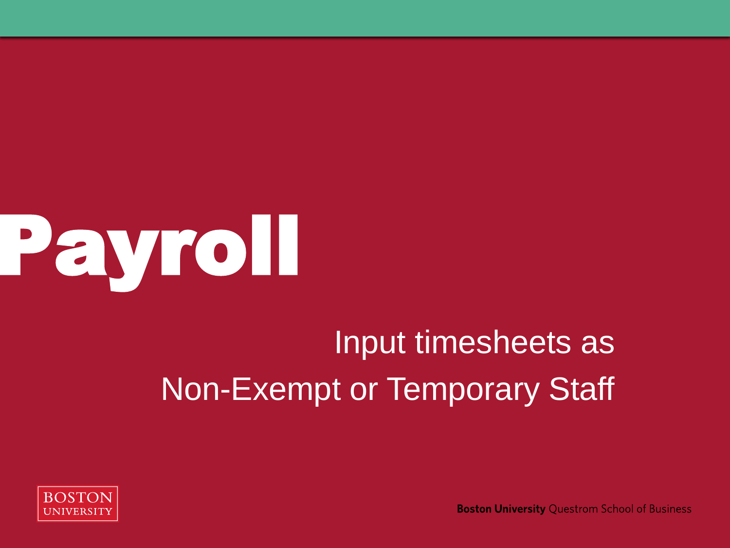# Payroll

## Input timesheets as Non-Exempt or Temporary Staff

BOSTON UNIVERSITY

**Boston University** Questrom School of Business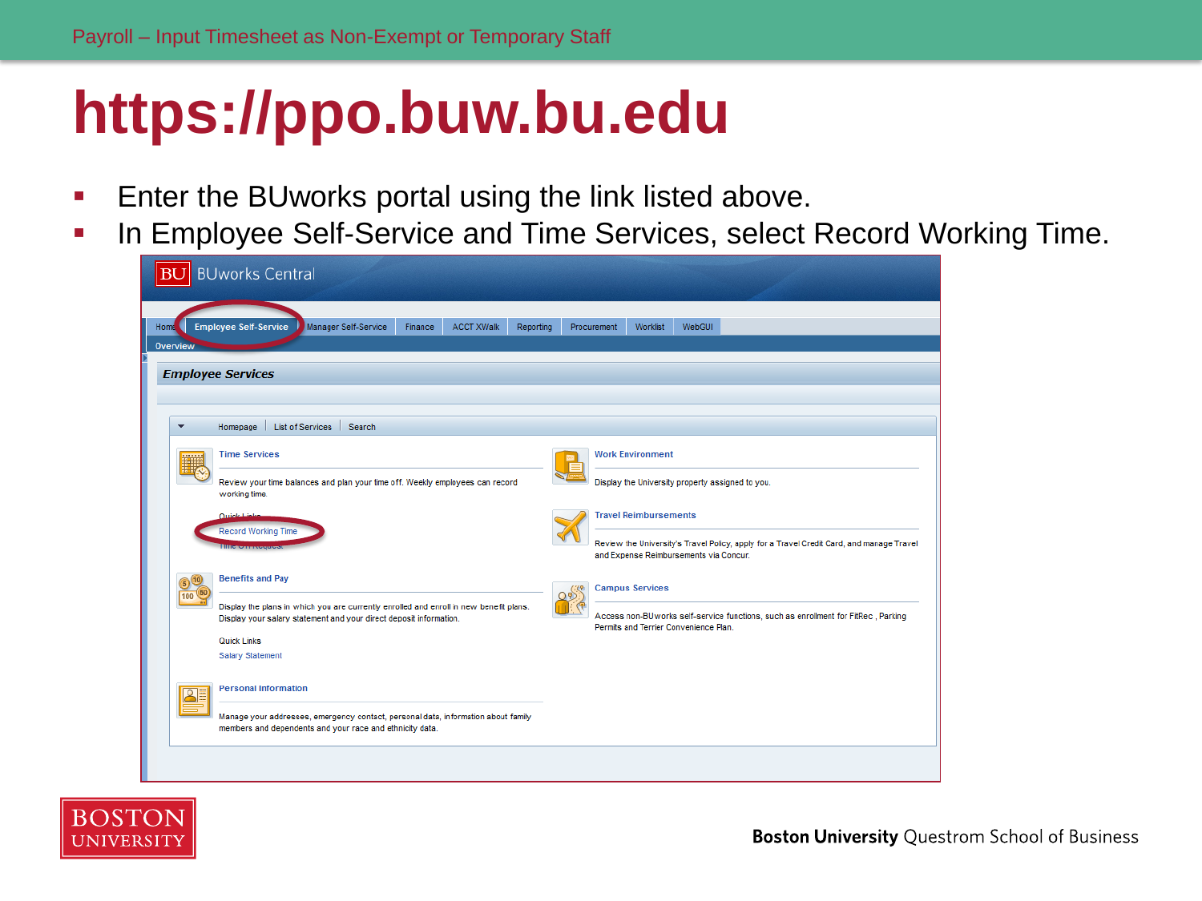# https://ppo.buw.bu.edu

- Enter the BUworks portal using the link listed above.
- In Employee Self-Service and Time Services, select Record Working Time.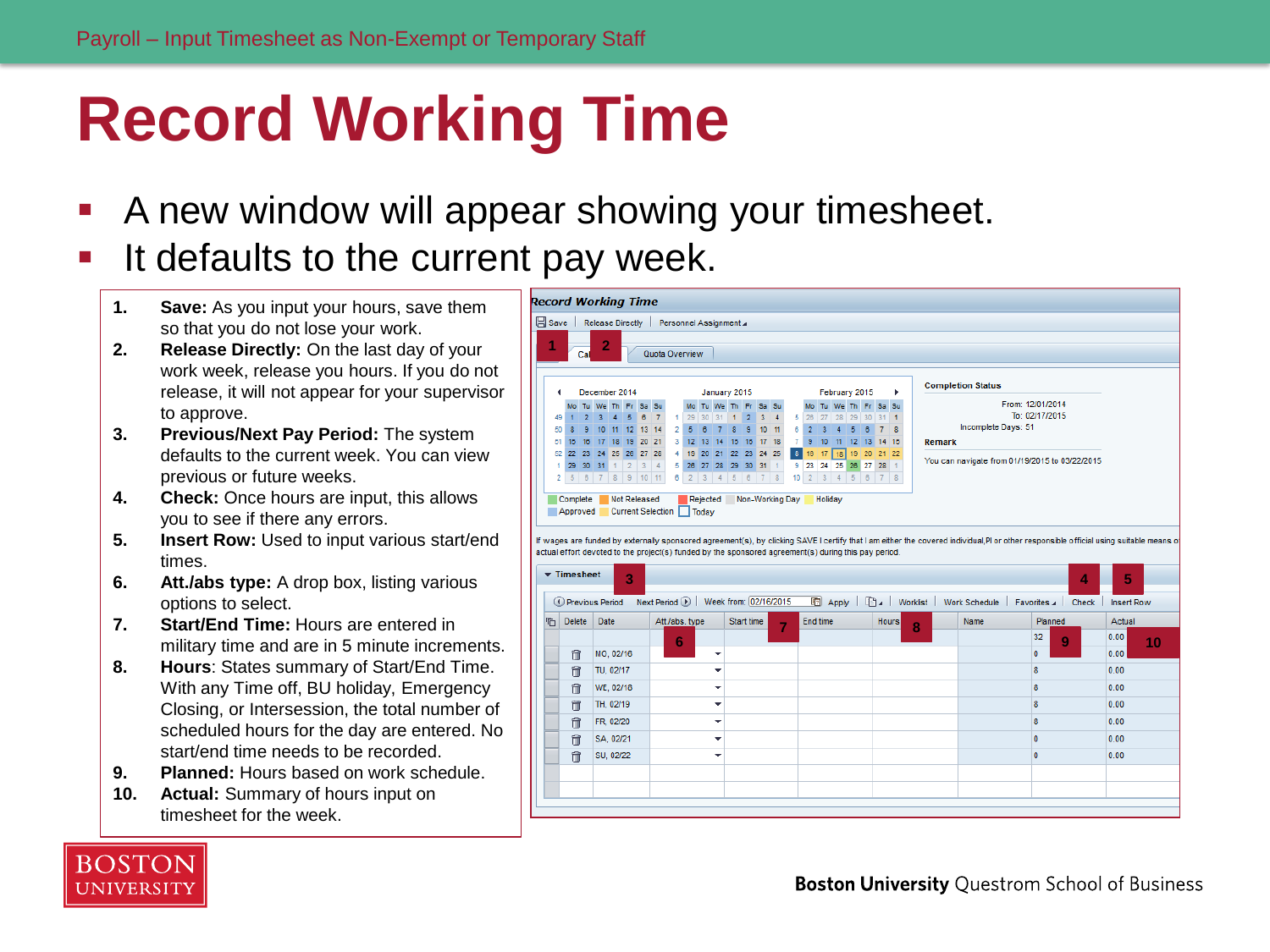# Record Working Time

- A new window will appear showing your timesheet.
- It defaults to the current pay week.

1. **Save:** As you input your hours, save them so that you do not lose your work.
2. **Release Directly:** On the last day of your work week, release you hours. If you do not release, it will not appear for your supervisor to approve.
3. **Previous/Next Pay Period:** The system defaults to the current week. You can view previous or future weeks.
4. **Check:** Once hours are input, this allows you to see if there any errors.
5. **Insert Row:** Used to input various start/end times.
6. **Att./abs type:** A drop box, listing various options to select.
7. **Start/End Time:** Hours are entered in military time and are in 5 minute increments.
8. **Hours**: States summary of Start/End Time. With any Time off, BU holiday, Emergency Closing, or Intersession, the total number of scheduled hours for the day are entered. No start/end time needs to be recorded.
9. **Planned:** Hours based on work schedule.
10. **Actual:** Summary of hours input on timesheet for the week.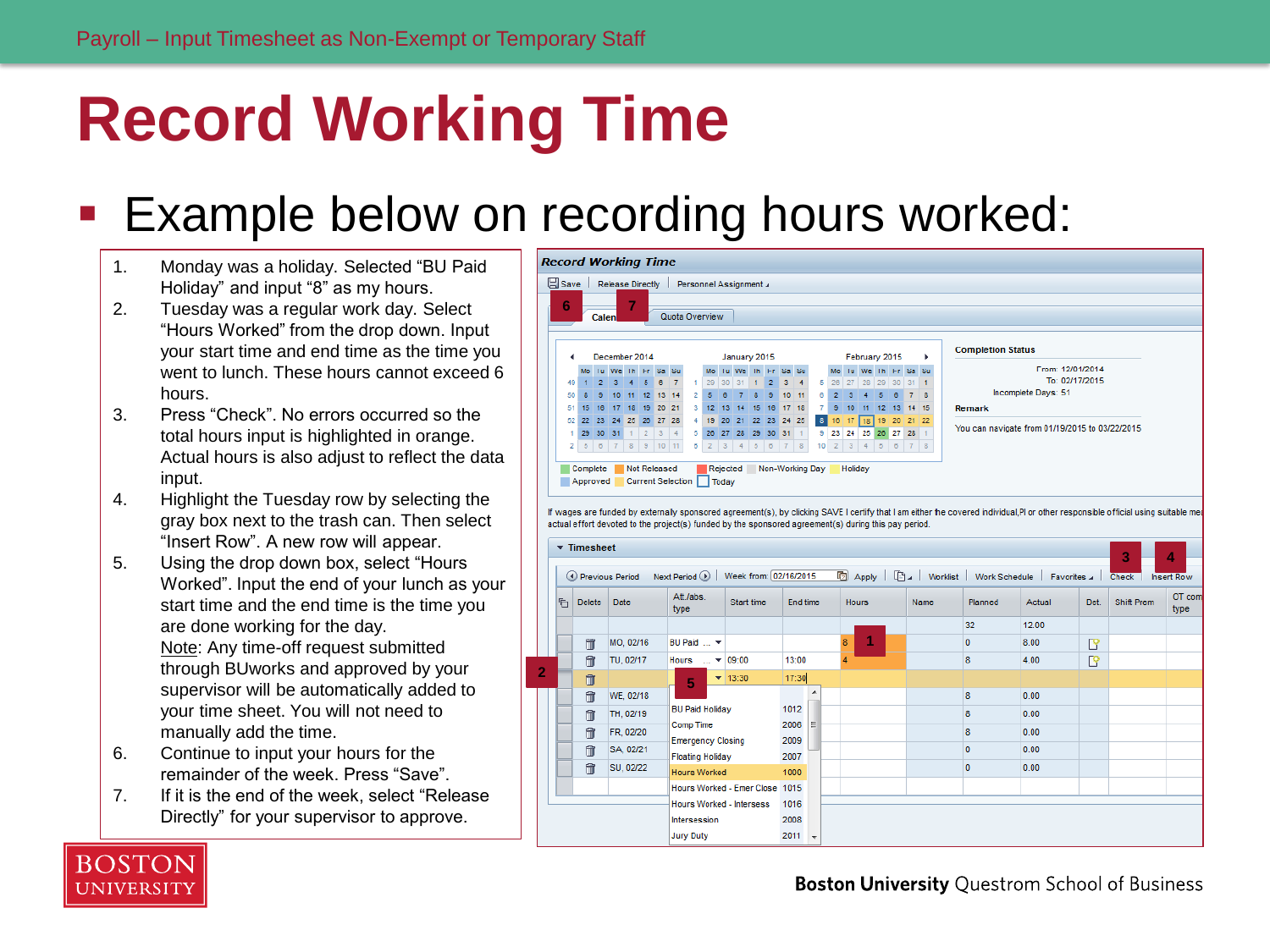# Record Working Time

- Example below on recording hours worked:

1. Monday was a holiday. Selected “BU Paid Holiday” and input “8” as my hours.
2. Tuesday was a regular work day. Select “Hours Worked” from the drop down. Input your start time and end time as the time you went to lunch. These hours cannot exceed 6 hours.
3. Press “Check”. No errors occurred so the total hours input is highlighted in orange. Actual hours is also adjust to reflect the data input.
4. Highlight the Tuesday row by selecting the gray box next to the trash can. Then select “Insert Row”. A new row will appear.
5. Using the drop down box, select “Hours Worked”. Input the end of your lunch as your start time and the end time is the time you are done working for the day.
   Note: Any time-off request submitted through BUworks and approved by your supervisor will be automatically added to your time sheet. You will not need to manually add the time.
6. Continue to input your hours for the remainder of the week. Press “Save”.
7. If it is the end of the week, select “Release Directly” for your supervisor to approve.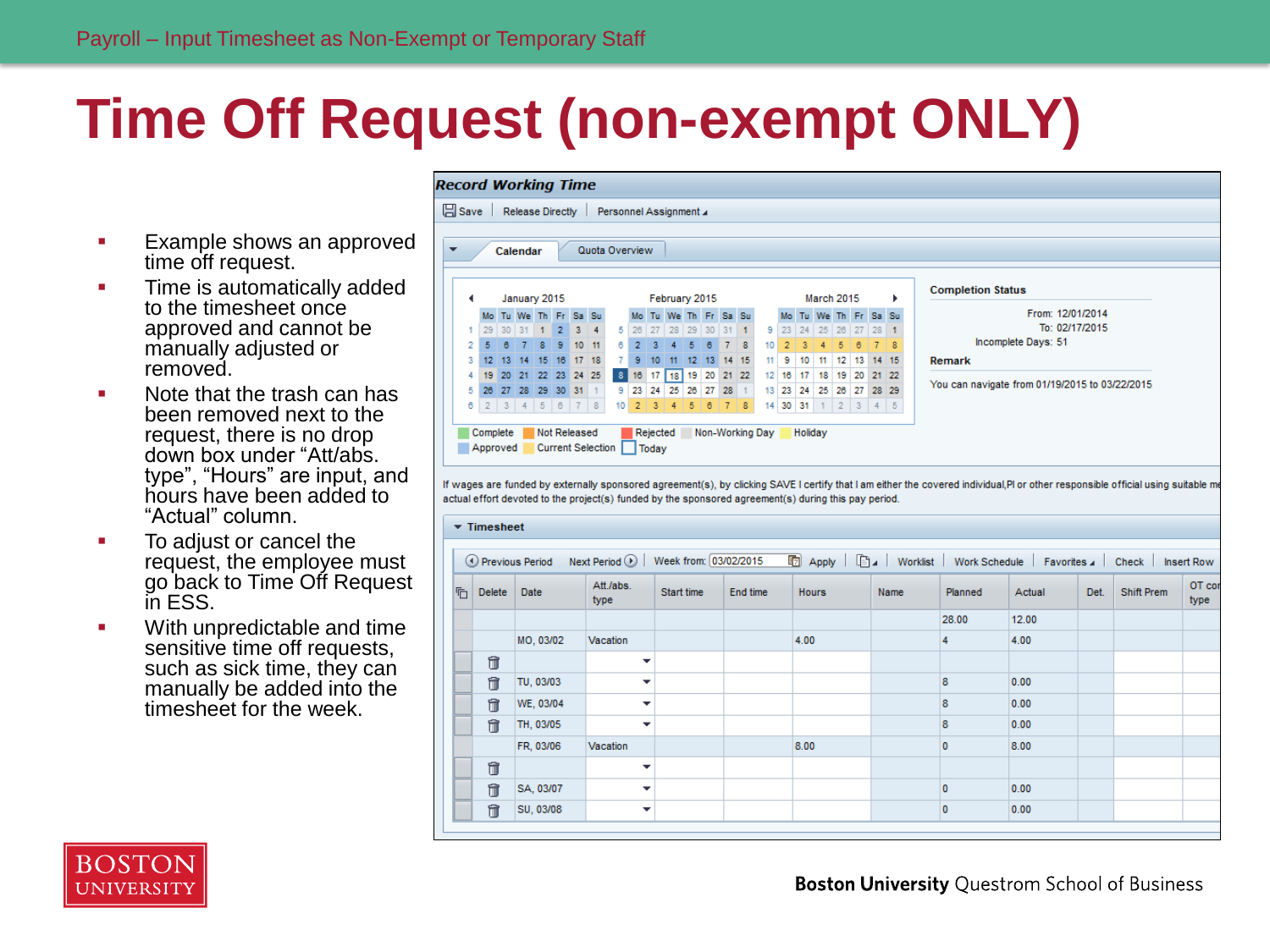# Time Off Request (non-exempt ONLY)

- Example shows an approved time off request.
- Time is automatically added to the timesheet once approved and cannot be manually adjusted or removed.
- Note that the trash can has been removed next to the request, there is no drop down box under "Att/abs. type", "Hours" are input, and hours have been added to "Actual" column.
- To adjust or cancel the request, the employee must go back to Time Off Request in ESS.
- With unpredictable and time sensitive time off requests, such as sick time, they can manually be added into the timesheet for the week.

**Record Working Time**

Save | Release Directly | Personnel Assignment

Calendar | Quota Overview

January 2015 | February 2015 | March 2015

Complete | Not Released | Rejected | Non-Working Day | Holiday
Approved | Current Selection | Today

**Completion Status**

From: 12/01/2014
To: 02/17/2015
Incomplete Days: 51

**Remark**

You can navigate from 01/19/2015 to 03/22/2015

If wages are funded by externally sponsored agreement(s), by clicking SAVE I certify that I am either the covered individual,PI or other responsible official using suitable me actual effort devoted to the project(s) funded by the sponsored agreement(s) during this pay period.

**Timesheet**

Previous Period | Next Period | Week from: 03/02/2015 | Apply | Worklist | Work Schedule | Favorites | Check | Insert Row

| Delete | Date | Att./abs. type | Start time | End time | Hours | Name | Planned | Actual | Det. | Shift Prem | OT comp type |
|---|---|---|---|---|---|---|---|---|---|---|---|
| | | | | | | | 28.00 | 12.00 | | | |
| | MO, 03/02 | Vacation | | | 4.00 | | 4 | 4.00 | | | |
| 🗑 | | | | | | | | | | | |
| 🗑 | TU, 03/03 | | | | | | 8 | 0.00 | | | |
| 🗑 | WE, 03/04 | | | | | | 8 | 0.00 | | | |
| 🗑 | TH, 03/05 | | | | | | 8 | 0.00 | | | |
| | FR, 03/06 | Vacation | | | 8.00 | | 0 | 8.00 | | | |
| 🗑 | | | | | | | | | | | |
| 🗑 | SA, 03/07 | | | | | | 0 | 0.00 | | | |
| 🗑 | SU, 03/08 | | | | | | 0 | 0.00 | | | |